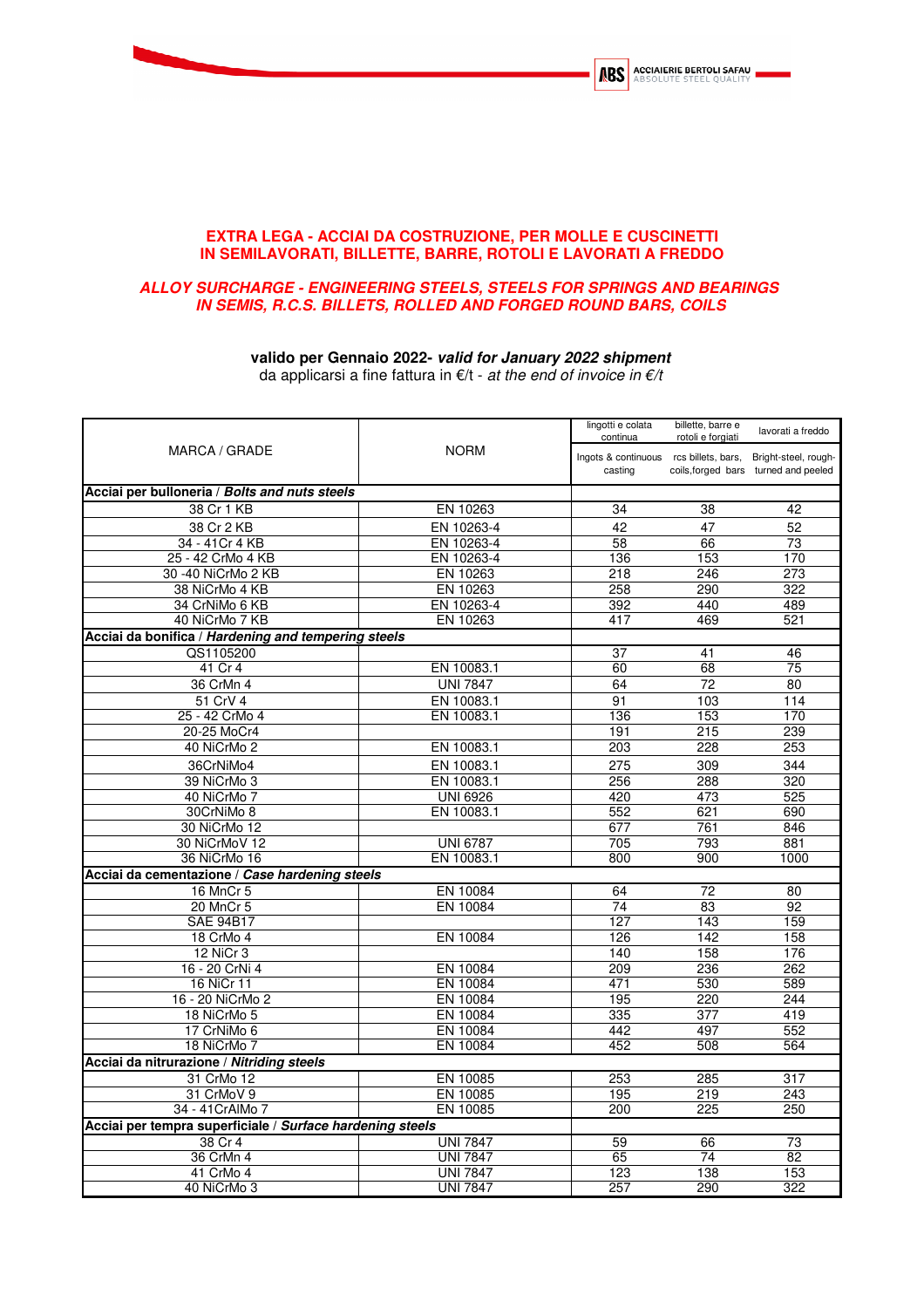## EXTRA LEGA - ACCIAI DA COSTRUZIONE, PER MOLLE E CUSCINETTI IN SEMILAVORATI, BILLETTE, BARRE, ROTOLI E LAVORATI A FREDDO

## *ALLOY SURCHARGE - ENGINEERING STEELS, STEELS FOR SPRINGS AND BEARINGS IN SEMIS, R.C.S. BILLETS, ROLLED AND FORGED ROUND BARS, COILS*

**valido per Gennaio 2022-** ***valid for January 2022 shipment***

da applicarsi a fine fattura in €/t - *at the end of invoice in €/t*

| MARCA / GRADE | NORM | lingotti e colata continua<br>Ingots & continuous casting | billette, barre e rotoli e forgiati<br>rcs billets, bars, coils,forged bars | lavorati a freddo<br>Bright-steel, rough-turned and peeled |
|---|---|---|---|---|
| **Acciai per bulloneria / *Bolts and nuts steels*** | | | | |
| 38 Cr 1 KB | EN 10263 | 34 | 38 | 42 |
| 38 Cr 2 KB | EN 10263-4 | 42 | 47 | 52 |
| 34 - 41Cr 4 KB | EN 10263-4 | 58 | 66 | 73 |
| 25 - 42 CrMo 4 KB | EN 10263-4 | 136 | 153 | 170 |
| 30 -40 NiCrMo 2 KB | EN 10263 | 218 | 246 | 273 |
| 38 NiCrMo 4 KB | EN 10263 | 258 | 290 | 322 |
| 34 CrNiMo 6 KB | EN 10263-4 | 392 | 440 | 489 |
| 40 NiCrMo 7 KB | EN 10263 | 417 | 469 | 521 |
| **Acciai da bonifica / *Hardening and tempering steels*** | | | | |
| QS1105200 | | 37 | 41 | 46 |
| 41 Cr 4 | EN 10083.1 | 60 | 68 | 75 |
| 36 CrMn 4 | UNI 7847 | 64 | 72 | 80 |
| 51 CrV 4 | EN 10083.1 | 91 | 103 | 114 |
| 25 - 42 CrMo 4 | EN 10083.1 | 136 | 153 | 170 |
| 20-25 MoCr4 | | 191 | 215 | 239 |
| 40 NiCrMo 2 | EN 10083.1 | 203 | 228 | 253 |
| 36CrNiMo4 | EN 10083.1 | 275 | 309 | 344 |
| 39 NiCrMo 3 | EN 10083.1 | 256 | 288 | 320 |
| 40 NiCrMo 7 | UNI 6926 | 420 | 473 | 525 |
| 30CrNiMo 8 | EN 10083.1 | 552 | 621 | 690 |
| 30 NiCrMo 12 | | 677 | 761 | 846 |
| 30 NiCrMoV 12 | UNI 6787 | 705 | 793 | 881 |
| 36 NiCrMo 16 | EN 10083.1 | 800 | 900 | 1000 |
| **Acciai da cementazione / *Case hardening steels*** | | | | |
| 16 MnCr 5 | EN 10084 | 64 | 72 | 80 |
| 20 MnCr 5 | EN 10084 | 74 | 83 | 92 |
| SAE 94B17 | | 127 | 143 | 159 |
| 18 CrMo 4 | EN 10084 | 126 | 142 | 158 |
| 12 NiCr 3 | | 140 | 158 | 176 |
| 16 - 20 CrNi 4 | EN 10084 | 209 | 236 | 262 |
| 16 NiCr 11 | EN 10084 | 471 | 530 | 589 |
| 16 - 20 NiCrMo 2 | EN 10084 | 195 | 220 | 244 |
| 18 NiCrMo 5 | EN 10084 | 335 | 377 | 419 |
| 17 CrNiMo 6 | EN 10084 | 442 | 497 | 552 |
| 18 NiCrMo 7 | EN 10084 | 452 | 508 | 564 |
| **Acciai da nitrurazione / *Nitriding steels*** | | | | |
| 31 CrMo 12 | EN 10085 | 253 | 285 | 317 |
| 31 CrMoV 9 | EN 10085 | 195 | 219 | 243 |
| 34 - 41CrAlMo 7 | EN 10085 | 200 | 225 | 250 |
| **Acciai per tempra superficiale / *Surface hardening steels*** | | | | |
| 38 Cr 4 | UNI 7847 | 59 | 66 | 73 |
| 36 CrMn 4 | UNI 7847 | 65 | 74 | 82 |
| 41 CrMo 4 | UNI 7847 | 123 | 138 | 153 |
| 40 NiCrMo 3 | UNI 7847 | 257 | 290 | 322 |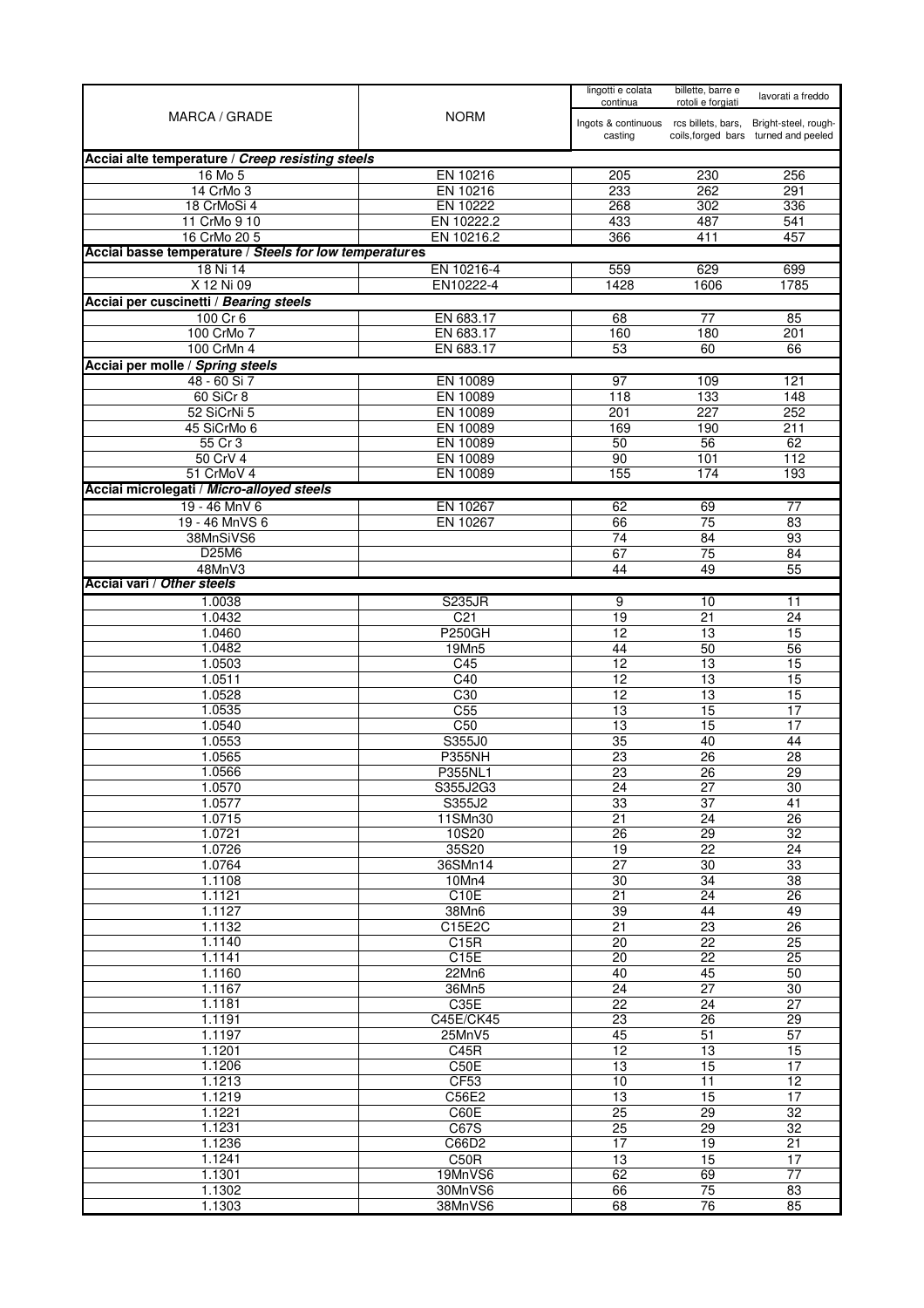| MARCA / GRADE | NORM | lingotti e colata continua<br>Ingots & continuous casting | billette, barre e rotoli e forgiati<br>rcs billets, bars, coils,forged bars | lavorati a freddo<br>Bright-steel, rough-turned and peeled |
|---|---|---|---|---|
| **Acciai alte temperature / *Creep resisting steels*** | | | | |
| 16 Mo 5 | EN 10216 | 205 | 230 | 256 |
| 14 CrMo 3 | EN 10216 | 233 | 262 | 291 |
| 18 CrMoSi 4 | EN 10222 | 268 | 302 | 336 |
| 11 CrMo 9 10 | EN 10222.2 | 433 | 487 | 541 |
| 16 CrMo 20 5 | EN 10216.2 | 366 | 411 | 457 |
| **Acciai basse temperature / *Steels for low temperatures*** | | | | |
| 18 Ni 14 | EN 10216-4 | 559 | 629 | 699 |
| X 12 Ni 09 | EN10222-4 | 1428 | 1606 | 1785 |
| **Acciai per cuscinetti / *Bearing steels*** | | | | |
| 100 Cr 6 | EN 683.17 | 68 | 77 | 85 |
| 100 CrMo 7 | EN 683.17 | 160 | 180 | 201 |
| 100 CrMn 4 | EN 683.17 | 53 | 60 | 66 |
| **Acciai per molle / *Spring steels*** | | | | |
| 48 - 60 Si 7 | EN 10089 | 97 | 109 | 121 |
| 60 SiCr 8 | EN 10089 | 118 | 133 | 148 |
| 52 SiCrNi 5 | EN 10089 | 201 | 227 | 252 |
| 45 SiCrMo 6 | EN 10089 | 169 | 190 | 211 |
| 55 Cr 3 | EN 10089 | 50 | 56 | 62 |
| 50 CrV 4 | EN 10089 | 90 | 101 | 112 |
| 51 CrMoV 4 | EN 10089 | 155 | 174 | 193 |
| **Acciai microlegati / *Micro-alloyed steels*** | | | | |
| 19 - 46 MnV 6 | EN 10267 | 62 | 69 | 77 |
| 19 - 46 MnVS 6 | EN 10267 | 66 | 75 | 83 |
| 38MnSiVS6 | | 74 | 84 | 93 |
| D25M6 | | 67 | 75 | 84 |
| 48MnV3 | | 44 | 49 | 55 |
| **Acciai vari / *Other steels*** | | | | |
| 1.0038 | S235JR | 9 | 10 | 11 |
| 1.0432 | C21 | 19 | 21 | 24 |
| 1.0460 | P250GH | 12 | 13 | 15 |
| 1.0482 | 19Mn5 | 44 | 50 | 56 |
| 1.0503 | C45 | 12 | 13 | 15 |
| 1.0511 | C40 | 12 | 13 | 15 |
| 1.0528 | C30 | 12 | 13 | 15 |
| 1.0535 | C55 | 13 | 15 | 17 |
| 1.0540 | C50 | 13 | 15 | 17 |
| 1.0553 | S355J0 | 35 | 40 | 44 |
| 1.0565 | P355NH | 23 | 26 | 28 |
| 1.0566 | P355NL1 | 23 | 26 | 29 |
| 1.0570 | S355J2G3 | 24 | 27 | 30 |
| 1.0577 | S355J2 | 33 | 37 | 41 |
| 1.0715 | 11SMn30 | 21 | 24 | 26 |
| 1.0721 | 10S20 | 26 | 29 | 32 |
| 1.0726 | 35S20 | 19 | 22 | 24 |
| 1.0764 | 36SMn14 | 27 | 30 | 33 |
| 1.1108 | 10Mn4 | 30 | 34 | 38 |
| 1.1121 | C10E | 21 | 24 | 26 |
| 1.1127 | 38Mn6 | 39 | 44 | 49 |
| 1.1132 | C15E2C | 21 | 23 | 26 |
| 1.1140 | C15R | 20 | 22 | 25 |
| 1.1141 | C15E | 20 | 22 | 25 |
| 1.1160 | 22Mn6 | 40 | 45 | 50 |
| 1.1167 | 36Mn5 | 24 | 27 | 30 |
| 1.1181 | C35E | 22 | 24 | 27 |
| 1.1191 | C45E/CK45 | 23 | 26 | 29 |
| 1.1197 | 25MnV5 | 45 | 51 | 57 |
| 1.1201 | C45R | 12 | 13 | 15 |
| 1.1206 | C50E | 13 | 15 | 17 |
| 1.1213 | CF53 | 10 | 11 | 12 |
| 1.1219 | C56E2 | 13 | 15 | 17 |
| 1.1221 | C60E | 25 | 29 | 32 |
| 1.1231 | C67S | 25 | 29 | 32 |
| 1.1236 | C66D2 | 17 | 19 | 21 |
| 1.1241 | C50R | 13 | 15 | 17 |
| 1.1301 | 19MnVS6 | 62 | 69 | 77 |
| 1.1302 | 30MnVS6 | 66 | 75 | 83 |
| 1.1303 | 38MnVS6 | 68 | 76 | 85 |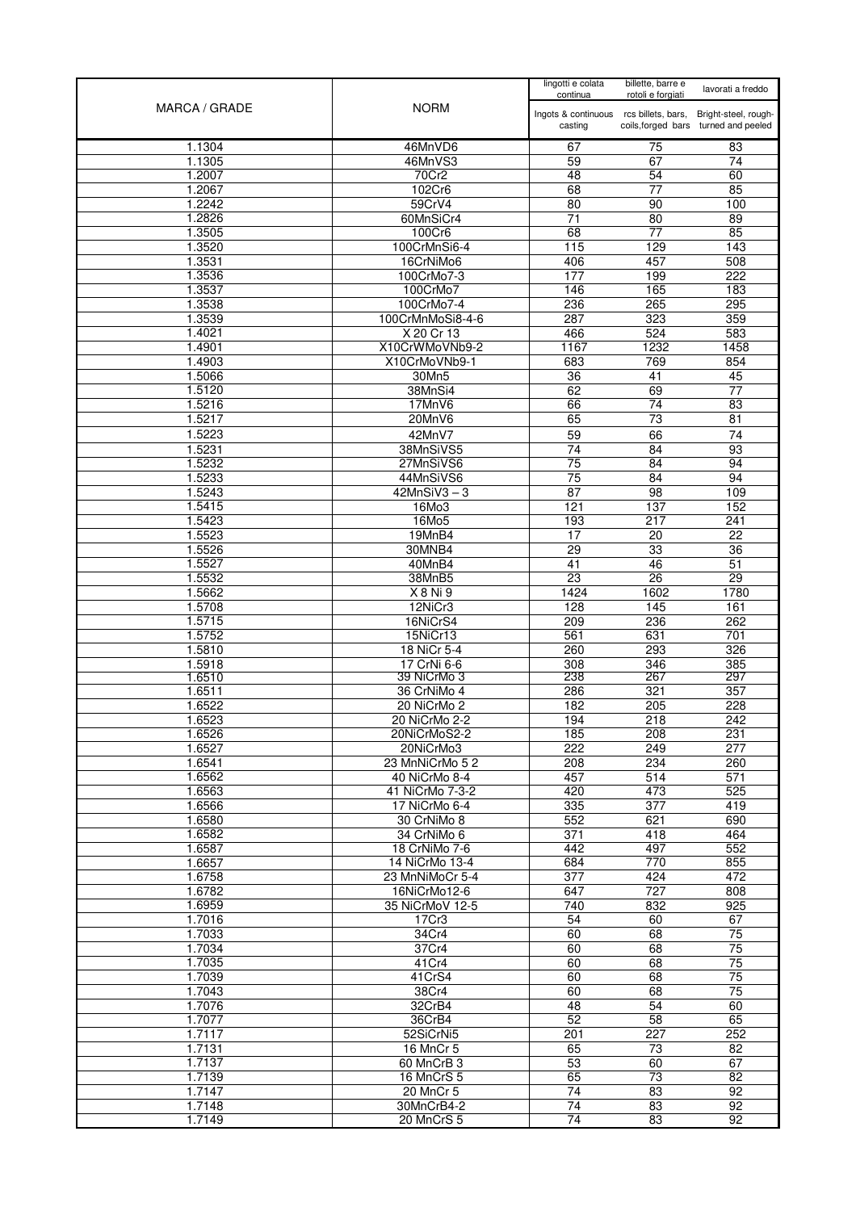| MARCA / GRADE | NORM | lingotti e colata continua<br>Ingots & continuous casting | billette, barre e rotoli e forgiati<br>rcs billets, bars, coils,forged bars | lavorati a freddo<br>Bright-steel, rough-turned and peeled |
|---|---|---|---|---|
| 1.1304 | 46MnVD6 | 67 | 75 | 83 |
| 1.1305 | 46MnVS3 | 59 | 67 | 74 |
| 1.2007 | 70Cr2 | 48 | 54 | 60 |
| 1.2067 | 102Cr6 | 68 | 77 | 85 |
| 1.2242 | 59CrV4 | 80 | 90 | 100 |
| 1.2826 | 60MnSiCr4 | 71 | 80 | 89 |
| 1.3505 | 100Cr6 | 68 | 77 | 85 |
| 1.3520 | 100CrMnSi6-4 | 115 | 129 | 143 |
| 1.3531 | 16CrNiMo6 | 406 | 457 | 508 |
| 1.3536 | 100CrMo7-3 | 177 | 199 | 222 |
| 1.3537 | 100CrMo7 | 146 | 165 | 183 |
| 1.3538 | 100CrMo7-4 | 236 | 265 | 295 |
| 1.3539 | 100CrMnMoSi8-4-6 | 287 | 323 | 359 |
| 1.4021 | X 20 Cr 13 | 466 | 524 | 583 |
| 1.4901 | X10CrWMoVNb9-2 | 1167 | 1232 | 1458 |
| 1.4903 | X10CrMoVNb9-1 | 683 | 769 | 854 |
| 1.5066 | 30Mn5 | 36 | 41 | 45 |
| 1.5120 | 38MnSi4 | 62 | 69 | 77 |
| 1.5216 | 17MnV6 | 66 | 74 | 83 |
| 1.5217 | 20MnV6 | 65 | 73 | 81 |
| 1.5223 | 42MnV7 | 59 | 66 | 74 |
| 1.5231 | 38MnSiVS5 | 74 | 84 | 93 |
| 1.5232 | 27MnSiVS6 | 75 | 84 | 94 |
| 1.5233 | 44MnSiVS6 | 75 | 84 | 94 |
| 1.5243 | 42MnSiV3 – 3 | 87 | 98 | 109 |
| 1.5415 | 16Mo3 | 121 | 137 | 152 |
| 1.5423 | 16Mo5 | 193 | 217 | 241 |
| 1.5523 | 19MnB4 | 17 | 20 | 22 |
| 1.5526 | 30MNB4 | 29 | 33 | 36 |
| 1.5527 | 40MnB4 | 41 | 46 | 51 |
| 1.5532 | 38MnB5 | 23 | 26 | 29 |
| 1.5662 | X 8 Ni 9 | 1424 | 1602 | 1780 |
| 1.5708 | 12NiCr3 | 128 | 145 | 161 |
| 1.5715 | 16NiCrS4 | 209 | 236 | 262 |
| 1.5752 | 15NiCr13 | 561 | 631 | 701 |
| 1.5810 | 18 NiCr 5-4 | 260 | 293 | 326 |
| 1.5918 | 17 CrNi 6-6 | 308 | 346 | 385 |
| 1.6510 | 39 NiCrMo 3 | 238 | 267 | 297 |
| 1.6511 | 36 CrNiMo 4 | 286 | 321 | 357 |
| 1.6522 | 20 NiCrMo 2 | 182 | 205 | 228 |
| 1.6523 | 20 NiCrMo 2-2 | 194 | 218 | 242 |
| 1.6526 | 20NiCrMoS2-2 | 185 | 208 | 231 |
| 1.6527 | 20NiCrMo3 | 222 | 249 | 277 |
| 1.6541 | 23 MnNiCrMo 5 2 | 208 | 234 | 260 |
| 1.6562 | 40 NiCrMo 8-4 | 457 | 514 | 571 |
| 1.6563 | 41 NiCrMo 7-3-2 | 420 | 473 | 525 |
| 1.6566 | 17 NiCrMo 6-4 | 335 | 377 | 419 |
| 1.6580 | 30 CrNiMo 8 | 552 | 621 | 690 |
| 1.6582 | 34 CrNiMo 6 | 371 | 418 | 464 |
| 1.6587 | 18 CrNiMo 7-6 | 442 | 497 | 552 |
| 1.6657 | 14 NiCrMo 13-4 | 684 | 770 | 855 |
| 1.6758 | 23 MnNiMoCr 5-4 | 377 | 424 | 472 |
| 1.6782 | 16NiCrMo12-6 | 647 | 727 | 808 |
| 1.6959 | 35 NiCrMoV 12-5 | 740 | 832 | 925 |
| 1.7016 | 17Cr3 | 54 | 60 | 67 |
| 1.7033 | 34Cr4 | 60 | 68 | 75 |
| 1.7034 | 37Cr4 | 60 | 68 | 75 |
| 1.7035 | 41Cr4 | 60 | 68 | 75 |
| 1.7039 | 41CrS4 | 60 | 68 | 75 |
| 1.7043 | 38Cr4 | 60 | 68 | 75 |
| 1.7076 | 32CrB4 | 48 | 54 | 60 |
| 1.7077 | 36CrB4 | 52 | 58 | 65 |
| 1.7117 | 52SiCrNi5 | 201 | 227 | 252 |
| 1.7131 | 16 MnCr 5 | 65 | 73 | 82 |
| 1.7137 | 60 MnCrB 3 | 53 | 60 | 67 |
| 1.7139 | 16 MnCrS 5 | 65 | 73 | 82 |
| 1.7147 | 20 MnCr 5 | 74 | 83 | 92 |
| 1.7148 | 30MnCrB4-2 | 74 | 83 | 92 |
| 1.7149 | 20 MnCrS 5 | 74 | 83 | 92 |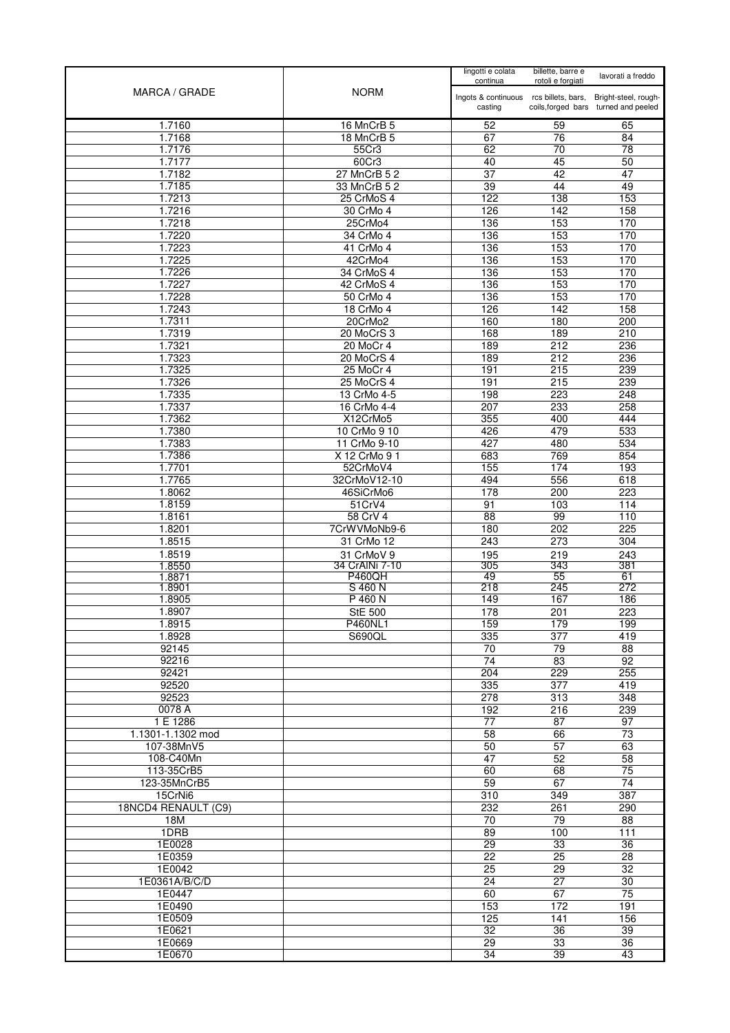| MARCA / GRADE | NORM | lingotti e colata continua<br>Ingots & continuous casting | billette, barre e rotoli e forgiati<br>rcs billets, bars, coils,forged bars | lavorati a freddo<br>Bright-steel, rough-turned and peeled |
|---|---|---|---|---|
| 1.7160 | 16 MnCrB 5 | 52 | 59 | 65 |
| 1.7168 | 18 MnCrB 5 | 67 | 76 | 84 |
| 1.7176 | 55Cr3 | 62 | 70 | 78 |
| 1.7177 | 60Cr3 | 40 | 45 | 50 |
| 1.7182 | 27 MnCrB 5 2 | 37 | 42 | 47 |
| 1.7185 | 33 MnCrB 5 2 | 39 | 44 | 49 |
| 1.7213 | 25 CrMoS 4 | 122 | 138 | 153 |
| 1.7216 | 30 CrMo 4 | 126 | 142 | 158 |
| 1.7218 | 25CrMo4 | 136 | 153 | 170 |
| 1.7220 | 34 CrMo 4 | 136 | 153 | 170 |
| 1.7223 | 41 CrMo 4 | 136 | 153 | 170 |
| 1.7225 | 42CrMo4 | 136 | 153 | 170 |
| 1.7226 | 34 CrMoS 4 | 136 | 153 | 170 |
| 1.7227 | 42 CrMoS 4 | 136 | 153 | 170 |
| 1.7228 | 50 CrMo 4 | 136 | 153 | 170 |
| 1.7243 | 18 CrMo 4 | 126 | 142 | 158 |
| 1.7311 | 20CrMo2 | 160 | 180 | 200 |
| 1.7319 | 20 MoCrS 3 | 168 | 189 | 210 |
| 1.7321 | 20 MoCr 4 | 189 | 212 | 236 |
| 1.7323 | 20 MoCrS 4 | 189 | 212 | 236 |
| 1.7325 | 25 MoCr 4 | 191 | 215 | 239 |
| 1.7326 | 25 MoCrS 4 | 191 | 215 | 239 |
| 1.7335 | 13 CrMo 4-5 | 198 | 223 | 248 |
| 1.7337 | 16 CrMo 4-4 | 207 | 233 | 258 |
| 1.7362 | X12CrMo5 | 355 | 400 | 444 |
| 1.7380 | 10 CrMo 9 10 | 426 | 479 | 533 |
| 1.7383 | 11 CrMo 9-10 | 427 | 480 | 534 |
| 1.7386 | X 12 CrMo 9 1 | 683 | 769 | 854 |
| 1.7701 | 52CrMoV4 | 155 | 174 | 193 |
| 1.7765 | 32CrMoV12-10 | 494 | 556 | 618 |
| 1.8062 | 46SiCrMo6 | 178 | 200 | 223 |
| 1.8159 | 51CrV4 | 91 | 103 | 114 |
| 1.8161 | 58 CrV 4 | 88 | 99 | 110 |
| 1.8201 | 7CrWVMoNb9-6 | 180 | 202 | 225 |
| 1.8515 | 31 CrMo 12 | 243 | 273 | 304 |
| 1.8519 | 31 CrMoV 9 | 195 | 219 | 243 |
| 1.8550 | 34 CrAlNi 7-10 | 305 | 343 | 381 |
| 1.8871 | P460QH | 49 | 55 | 61 |
| 1.8901 | S 460 N | 218 | 245 | 272 |
| 1.8905 | P 460 N | 149 | 167 | 186 |
| 1.8907 | StE 500 | 178 | 201 | 223 |
| 1.8915 | P460NL1 | 159 | 179 | 199 |
| 1.8928 | S690QL | 335 | 377 | 419 |
| 92145 | | 70 | 79 | 88 |
| 92216 | | 74 | 83 | 92 |
| 92421 | | 204 | 229 | 255 |
| 92520 | | 335 | 377 | 419 |
| 92523 | | 278 | 313 | 348 |
| 0078 A | | 192 | 216 | 239 |
| 1 E 1286 | | 77 | 87 | 97 |
| 1.1301-1.1302 mod | | 58 | 66 | 73 |
| 107-38MnV5 | | 50 | 57 | 63 |
| 108-C40Mn | | 47 | 52 | 58 |
| 113-35CrB5 | | 60 | 68 | 75 |
| 123-35MnCrB5 | | 59 | 67 | 74 |
| 15CrNi6 | | 310 | 349 | 387 |
| 18NCD4 RENAULT (C9) | | 232 | 261 | 290 |
| 18M | | 70 | 79 | 88 |
| 1DRB | | 89 | 100 | 111 |
| 1E0028 | | 29 | 33 | 36 |
| 1E0359 | | 22 | 25 | 28 |
| 1E0042 | | 25 | 29 | 32 |
| 1E0361A/B/C/D | | 24 | 27 | 30 |
| 1E0447 | | 60 | 67 | 75 |
| 1E0490 | | 153 | 172 | 191 |
| 1E0509 | | 125 | 141 | 156 |
| 1E0621 | | 32 | 36 | 39 |
| 1E0669 | | 29 | 33 | 36 |
| 1E0670 | | 34 | 39 | 43 |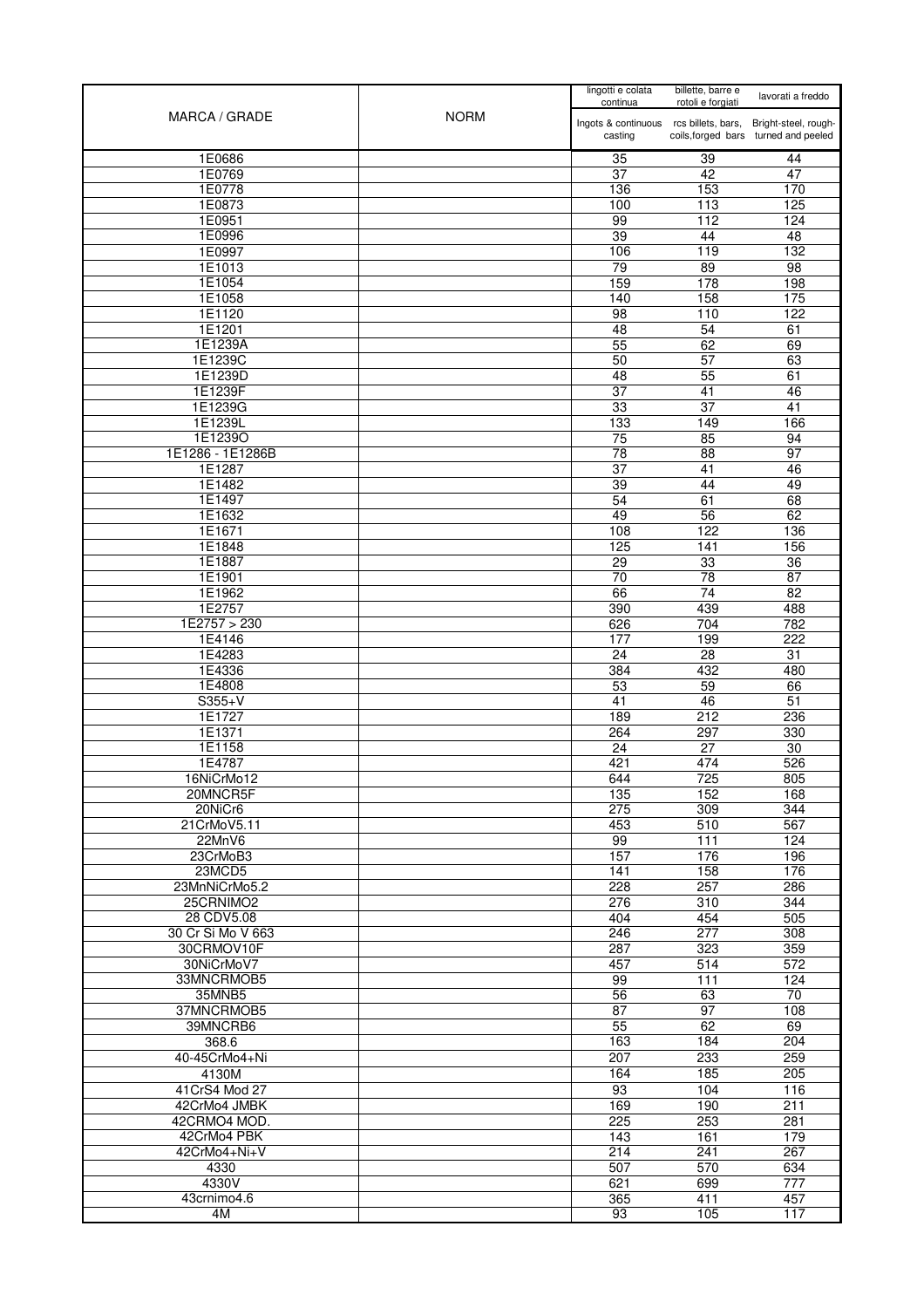| MARCA / GRADE | NORM | lingotti e colata continua<br>Ingots & continuous casting | billette, barre e rotoli e forgiati<br>rcs billets, bars, coils,forged bars | lavorati a freddo<br>Bright-steel, rough-turned and peeled |
|---|---|---|---|---|
| 1E0686 | | 35 | 39 | 44 |
| 1E0769 | | 37 | 42 | 47 |
| 1E0778 | | 136 | 153 | 170 |
| 1E0873 | | 100 | 113 | 125 |
| 1E0951 | | 99 | 112 | 124 |
| 1E0996 | | 39 | 44 | 48 |
| 1E0997 | | 106 | 119 | 132 |
| 1E1013 | | 79 | 89 | 98 |
| 1E1054 | | 159 | 178 | 198 |
| 1E1058 | | 140 | 158 | 175 |
| 1E1120 | | 98 | 110 | 122 |
| 1E1201 | | 48 | 54 | 61 |
| 1E1239A | | 55 | 62 | 69 |
| 1E1239C | | 50 | 57 | 63 |
| 1E1239D | | 48 | 55 | 61 |
| 1E1239F | | 37 | 41 | 46 |
| 1E1239G | | 33 | 37 | 41 |
| 1E1239L | | 133 | 149 | 166 |
| 1E1239O | | 75 | 85 | 94 |
| 1E1286 - 1E1286B | | 78 | 88 | 97 |
| 1E1287 | | 37 | 41 | 46 |
| 1E1482 | | 39 | 44 | 49 |
| 1E1497 | | 54 | 61 | 68 |
| 1E1632 | | 49 | 56 | 62 |
| 1E1671 | | 108 | 122 | 136 |
| 1E1848 | | 125 | 141 | 156 |
| 1E1887 | | 29 | 33 | 36 |
| 1E1901 | | 70 | 78 | 87 |
| 1E1962 | | 66 | 74 | 82 |
| 1E2757 | | 390 | 439 | 488 |
| 1E2757 > 230 | | 626 | 704 | 782 |
| 1E4146 | | 177 | 199 | 222 |
| 1E4283 | | 24 | 28 | 31 |
| 1E4336 | | 384 | 432 | 480 |
| 1E4808 | | 53 | 59 | 66 |
| S355+V | | 41 | 46 | 51 |
| 1E1727 | | 189 | 212 | 236 |
| 1E1371 | | 264 | 297 | 330 |
| 1E1158 | | 24 | 27 | 30 |
| 1E4787 | | 421 | 474 | 526 |
| 16NiCrMo12 | | 644 | 725 | 805 |
| 20MNCR5F | | 135 | 152 | 168 |
| 20NiCr6 | | 275 | 309 | 344 |
| 21CrMoV5.11 | | 453 | 510 | 567 |
| 22MnV6 | | 99 | 111 | 124 |
| 23CrMoB3 | | 157 | 176 | 196 |
| 23MCD5 | | 141 | 158 | 176 |
| 23MnNiCrMo5.2 | | 228 | 257 | 286 |
| 25CRNIMO2 | | 276 | 310 | 344 |
| 28 CDV5.08 | | 404 | 454 | 505 |
| 30 Cr Si Mo V 663 | | 246 | 277 | 308 |
| 30CRMOV10F | | 287 | 323 | 359 |
| 30NiCrMoV7 | | 457 | 514 | 572 |
| 33MNCRMOB5 | | 99 | 111 | 124 |
| 35MNB5 | | 56 | 63 | 70 |
| 37MNCRMOB5 | | 87 | 97 | 108 |
| 39MNCRB6 | | 55 | 62 | 69 |
| 368.6 | | 163 | 184 | 204 |
| 40-45CrMo4+Ni | | 207 | 233 | 259 |
| 4130M | | 164 | 185 | 205 |
| 41CrS4 Mod 27 | | 93 | 104 | 116 |
| 42CrMo4 JMBK | | 169 | 190 | 211 |
| 42CRMO4 MOD. | | 225 | 253 | 281 |
| 42CrMo4 PBK | | 143 | 161 | 179 |
| 42CrMo4+Ni+V | | 214 | 241 | 267 |
| 4330 | | 507 | 570 | 634 |
| 4330V | | 621 | 699 | 777 |
| 43crnimo4.6 | | 365 | 411 | 457 |
| 4M | | 93 | 105 | 117 |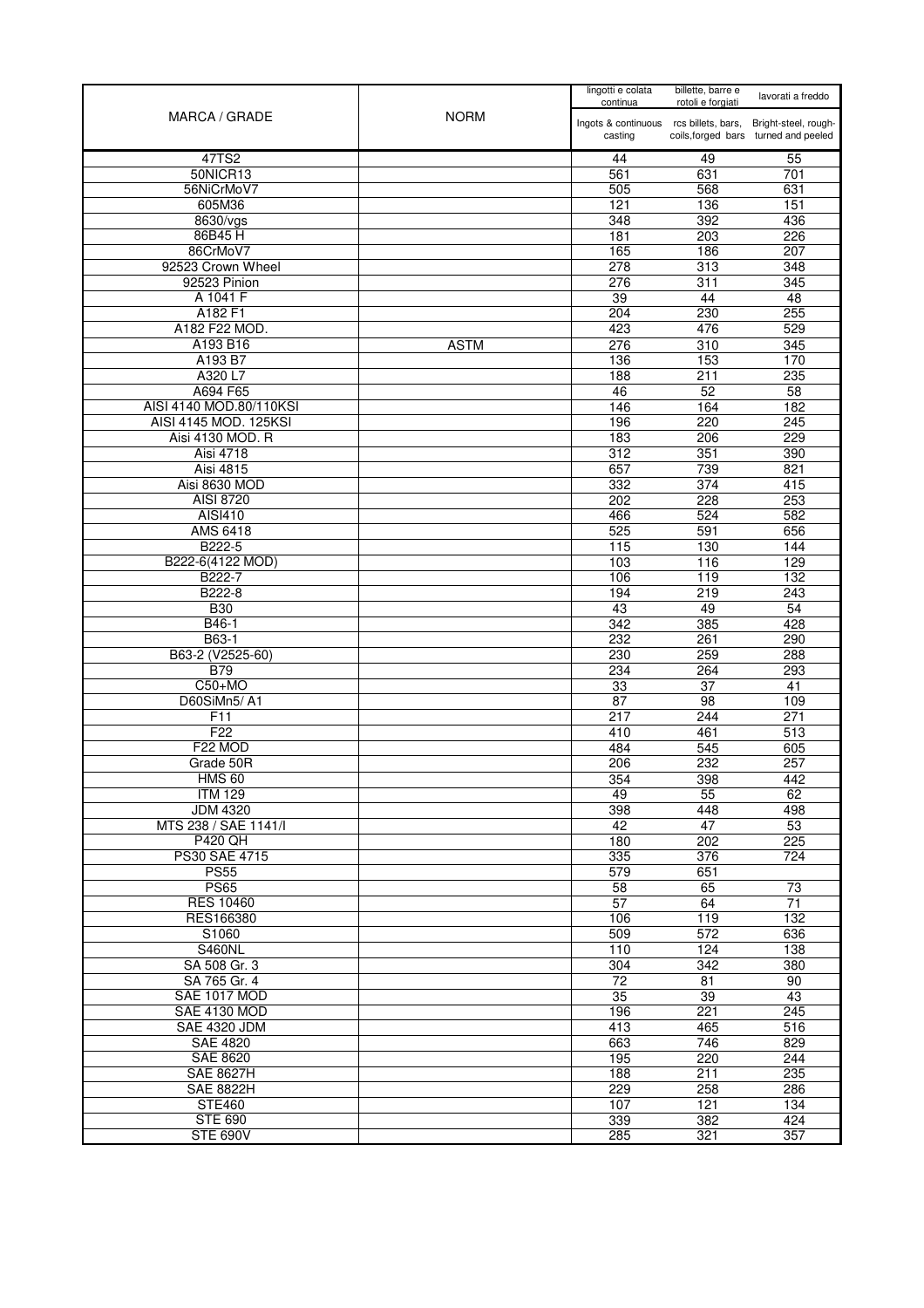| MARCA / GRADE | NORM | lingotti e colata continua<br>Ingots & continuous casting | billette, barre e rotoli e forgiati<br>rcs billets, bars, coils,forged bars | lavorati a freddo<br>Bright-steel, rough-turned and peeled |
|---|---|---|---|---|
| 47TS2 | | 44 | 49 | 55 |
| 50NICR13 | | 561 | 631 | 701 |
| 56NiCrMoV7 | | 505 | 568 | 631 |
| 605M36 | | 121 | 136 | 151 |
| 8630/vgs | | 348 | 392 | 436 |
| 86B45 H | | 181 | 203 | 226 |
| 86CrMoV7 | | 165 | 186 | 207 |
| 92523 Crown Wheel | | 278 | 313 | 348 |
| 92523 Pinion | | 276 | 311 | 345 |
| A 1041 F | | 39 | 44 | 48 |
| A182 F1 | | 204 | 230 | 255 |
| A182 F22 MOD. | | 423 | 476 | 529 |
| A193 B16 | ASTM | 276 | 310 | 345 |
| A193 B7 | | 136 | 153 | 170 |
| A320 L7 | | 188 | 211 | 235 |
| A694 F65 | | 46 | 52 | 58 |
| AISI 4140 MOD.80/110KSI | | 146 | 164 | 182 |
| AISI 4145 MOD. 125KSI | | 196 | 220 | 245 |
| Aisi 4130 MOD. R | | 183 | 206 | 229 |
| Aisi 4718 | | 312 | 351 | 390 |
| Aisi 4815 | | 657 | 739 | 821 |
| Aisi 8630 MOD | | 332 | 374 | 415 |
| AISI 8720 | | 202 | 228 | 253 |
| AISI410 | | 466 | 524 | 582 |
| AMS 6418 | | 525 | 591 | 656 |
| B222-5 | | 115 | 130 | 144 |
| B222-6(4122 MOD) | | 103 | 116 | 129 |
| B222-7 | | 106 | 119 | 132 |
| B222-8 | | 194 | 219 | 243 |
| B30 | | 43 | 49 | 54 |
| B46-1 | | 342 | 385 | 428 |
| B63-1 | | 232 | 261 | 290 |
| B63-2 (V2525-60) | | 230 | 259 | 288 |
| B79 | | 234 | 264 | 293 |
| C50+MO | | 33 | 37 | 41 |
| D60SiMn5/ A1 | | 87 | 98 | 109 |
| F11 | | 217 | 244 | 271 |
| F22 | | 410 | 461 | 513 |
| F22 MOD | | 484 | 545 | 605 |
| Grade 50R | | 206 | 232 | 257 |
| HMS 60 | | 354 | 398 | 442 |
| ITM 129 | | 49 | 55 | 62 |
| JDM 4320 | | 398 | 448 | 498 |
| MTS 238 / SAE 1141/I | | 42 | 47 | 53 |
| P420 QH | | 180 | 202 | 225 |
| PS30 SAE 4715 | | 335 | 376 | 724 |
| PS55 | | 579 | 651 | |
| PS65 | | 58 | 65 | 73 |
| RES 10460 | | 57 | 64 | 71 |
| RES166380 | | 106 | 119 | 132 |
| S1060 | | 509 | 572 | 636 |
| S460NL | | 110 | 124 | 138 |
| SA 508 Gr. 3 | | 304 | 342 | 380 |
| SA 765 Gr. 4 | | 72 | 81 | 90 |
| SAE 1017 MOD | | 35 | 39 | 43 |
| SAE 4130 MOD | | 196 | 221 | 245 |
| SAE 4320 JDM | | 413 | 465 | 516 |
| SAE 4820 | | 663 | 746 | 829 |
| SAE 8620 | | 195 | 220 | 244 |
| SAE 8627H | | 188 | 211 | 235 |
| SAE 8822H | | 229 | 258 | 286 |
| STE460 | | 107 | 121 | 134 |
| STE 690 | | 339 | 382 | 424 |
| STE 690V | | 285 | 321 | 357 |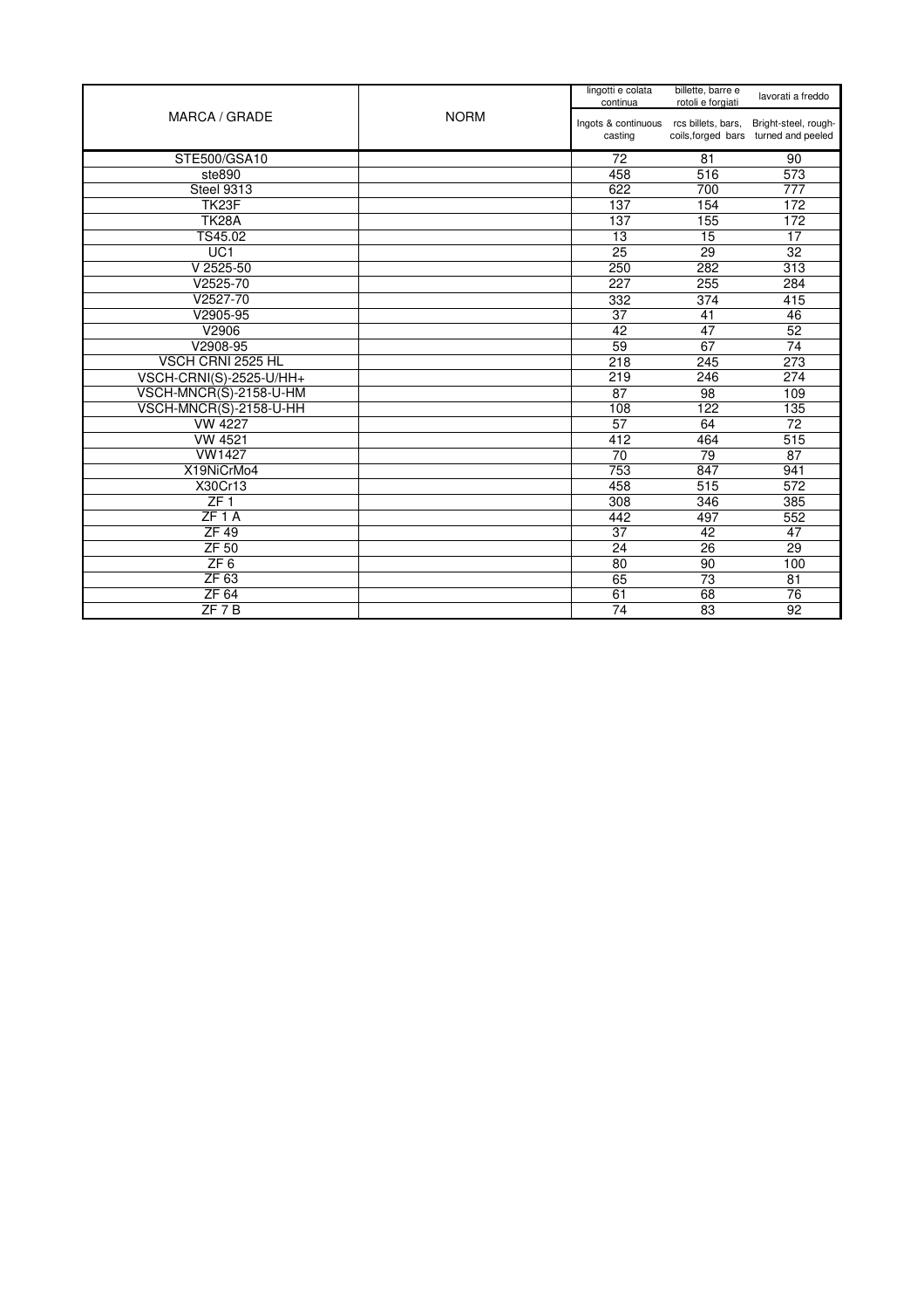| MARCA / GRADE | NORM | lingotti e colata continua<br>Ingots & continuous casting | billette, barre e rotoli e forgiati<br>rcs billets, bars, coils,forged bars | lavorati a freddo<br>Bright-steel, rough-turned and peeled |
|---|---|---|---|---|
| STE500/GSA10 | | 72 | 81 | 90 |
| ste890 | | 458 | 516 | 573 |
| Steel 9313 | | 622 | 700 | 777 |
| TK23F | | 137 | 154 | 172 |
| TK28A | | 137 | 155 | 172 |
| TS45.02 | | 13 | 15 | 17 |
| UC1 | | 25 | 29 | 32 |
| V 2525-50 | | 250 | 282 | 313 |
| V2525-70 | | 227 | 255 | 284 |
| V2527-70 | | 332 | 374 | 415 |
| V2905-95 | | 37 | 41 | 46 |
| V2906 | | 42 | 47 | 52 |
| V2908-95 | | 59 | 67 | 74 |
| VSCH CRNI 2525 HL | | 218 | 245 | 273 |
| VSCH-CRNI(S)-2525-U/HH+ | | 219 | 246 | 274 |
| VSCH-MNCR(S)-2158-U-HM | | 87 | 98 | 109 |
| VSCH-MNCR(S)-2158-U-HH | | 108 | 122 | 135 |
| VW 4227 | | 57 | 64 | 72 |
| VW 4521 | | 412 | 464 | 515 |
| VW1427 | | 70 | 79 | 87 |
| X19NiCrMo4 | | 753 | 847 | 941 |
| X30Cr13 | | 458 | 515 | 572 |
| ZF 1 | | 308 | 346 | 385 |
| ZF 1 A | | 442 | 497 | 552 |
| ZF 49 | | 37 | 42 | 47 |
| ZF 50 | | 24 | 26 | 29 |
| ZF 6 | | 80 | 90 | 100 |
| ZF 63 | | 65 | 73 | 81 |
| ZF 64 | | 61 | 68 | 76 |
| ZF 7 B | | 74 | 83 | 92 |